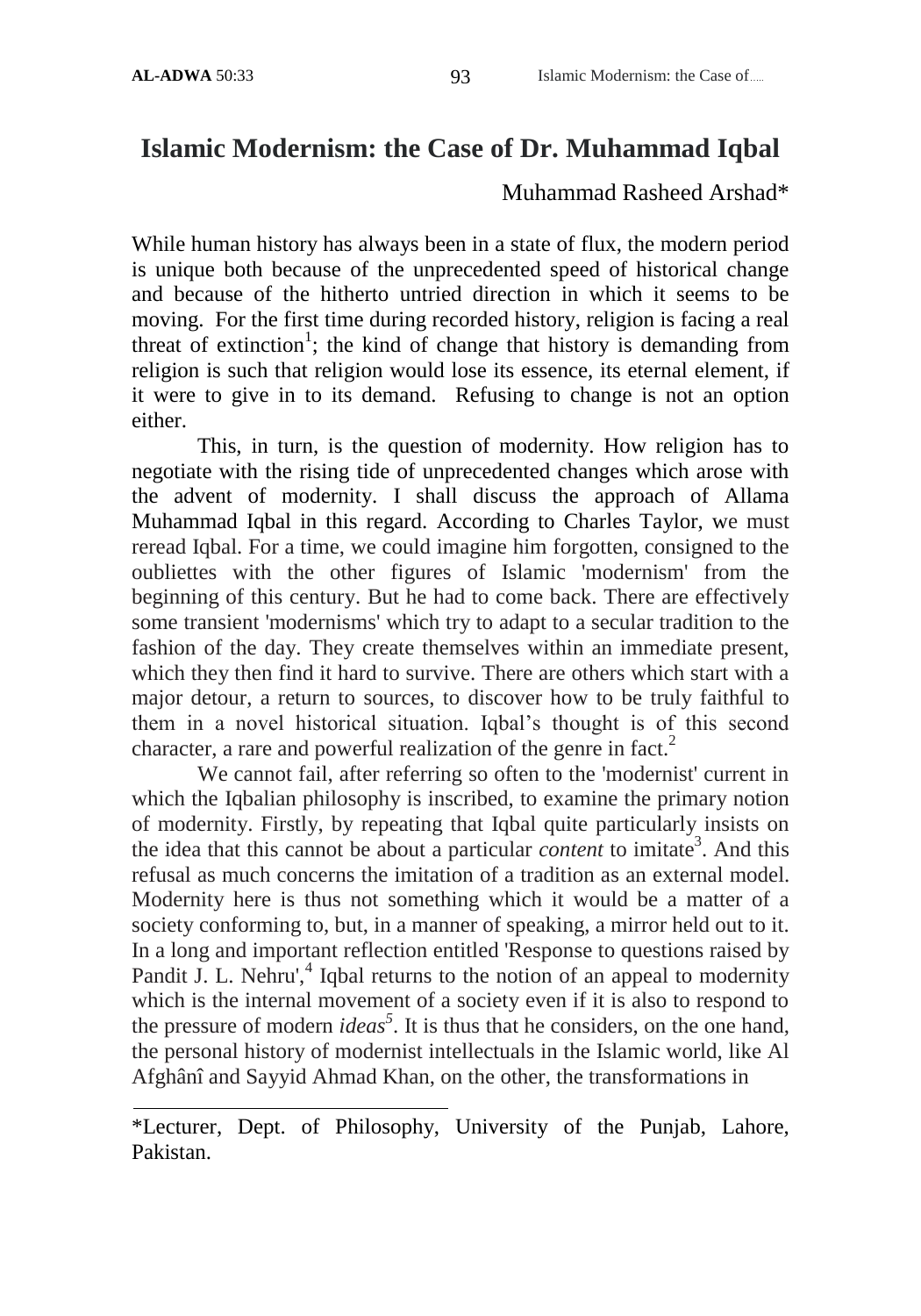# Islamic Modernism: the Case of Dr. Muhammad Iqbal

Muhammad Rasheed Arshad*

While human history has always been in a state of flux, the modern period is unique both because of the unprecedented speed of historical change and because of the hitherto untried direction in which it seems to be moving. For the first time during recorded history, religion is facing a real threat of extinction[1]; the kind of change that history is demanding from religion is such that religion would lose its essence, its eternal element, if it were to give in to its demand. Refusing to change is not an option either.

This, in turn, is the question of modernity. How religion has to negotiate with the rising tide of unprecedented changes which arose with the advent of modernity. I shall discuss the approach of Allama Muhammad Iqbal in this regard. According to Charles Taylor, we must reread Iqbal. For a time, we could imagine him forgotten, consigned to the oubliettes with the other figures of Islamic 'modernism' from the beginning of this century. But he had to come back. There are effectively some transient 'modernisms' which try to adapt to a secular tradition to the fashion of the day. They create themselves within an immediate present, which they then find it hard to survive. There are others which start with a major detour, a return to sources, to discover how to be truly faithful to them in a novel historical situation. Iqbal's thought is of this second character, a rare and powerful realization of the genre in fact.[2]

We cannot fail, after referring so often to the 'modernist' current in which the Iqbalian philosophy is inscribed, to examine the primary notion of modernity. Firstly, by repeating that Iqbal quite particularly insists on the idea that this cannot be about a particular *content* to imitate[3]. And this refusal as much concerns the imitation of a tradition as an external model. Modernity here is thus not something which it would be a matter of a society conforming to, but, in a manner of speaking, a mirror held out to it. In a long and important reflection entitled 'Response to questions raised by Pandit J. L. Nehru',[4] Iqbal returns to the notion of an appeal to modernity which is the internal movement of a society even if it is also to respond to the pressure of modern *ideas*[5]. It is thus that he considers, on the one hand, the personal history of modernist intellectuals in the Islamic world, like Al Afghânî and Sayyid Ahmad Khan, on the other, the transformations in

*Lecturer, Dept. of Philosophy, University of the Punjab, Lahore, Pakistan.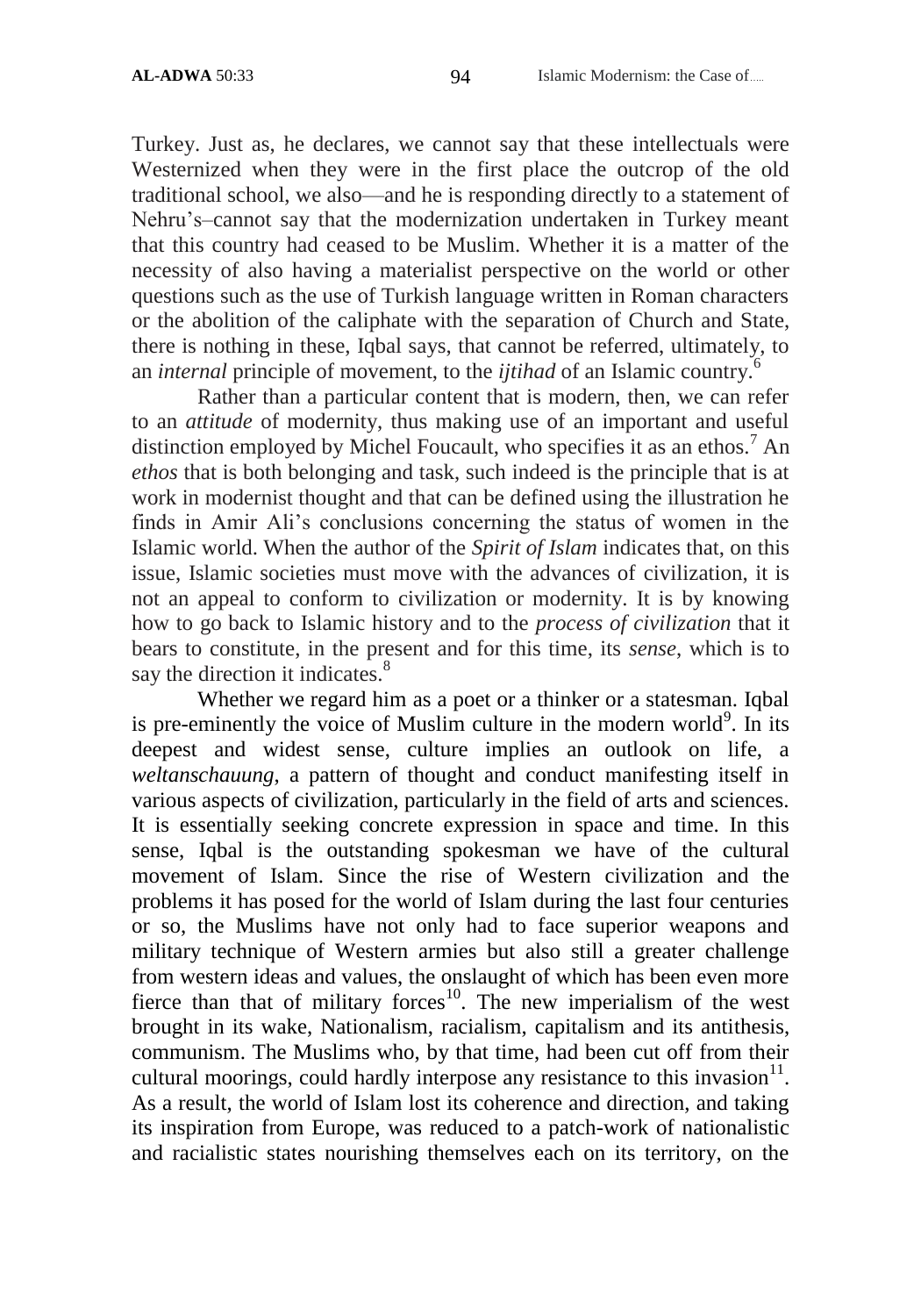Turkey. Just as, he declares, we cannot say that these intellectuals were Westernized when they were in the first place the outcrop of the old traditional school, we also—and he is responding directly to a statement of Nehru's–cannot say that the modernization undertaken in Turkey meant that this country had ceased to be Muslim. Whether it is a matter of the necessity of also having a materialist perspective on the world or other questions such as the use of Turkish language written in Roman characters or the abolition of the caliphate with the separation of Church and State, there is nothing in these, Iqbal says, that cannot be referred, ultimately, to an *internal* principle of movement, to the *ijtihad* of an Islamic country.[6]

Rather than a particular content that is modern, then, we can refer to an *attitude* of modernity, thus making use of an important and useful distinction employed by Michel Foucault, who specifies it as an ethos.[7] An *ethos* that is both belonging and task, such indeed is the principle that is at work in modernist thought and that can be defined using the illustration he finds in Amir Ali's conclusions concerning the status of women in the Islamic world. When the author of the *Spirit of Islam* indicates that, on this issue, Islamic societies must move with the advances of civilization, it is not an appeal to conform to civilization or modernity. It is by knowing how to go back to Islamic history and to the *process of civilization* that it bears to constitute, in the present and for this time, its *sense*, which is to say the direction it indicates.[8]

Whether we regard him as a poet or a thinker or a statesman. Iqbal is pre-eminently the voice of Muslim culture in the modern world[9]. In its deepest and widest sense, culture implies an outlook on life, a *weltanschauung*, a pattern of thought and conduct manifesting itself in various aspects of civilization, particularly in the field of arts and sciences. It is essentially seeking concrete expression in space and time. In this sense, Iqbal is the outstanding spokesman we have of the cultural movement of Islam. Since the rise of Western civilization and the problems it has posed for the world of Islam during the last four centuries or so, the Muslims have not only had to face superior weapons and military technique of Western armies but also still a greater challenge from western ideas and values, the onslaught of which has been even more fierce than that of military forces[10]. The new imperialism of the west brought in its wake, Nationalism, racialism, capitalism and its antithesis, communism. The Muslims who, by that time, had been cut off from their cultural moorings, could hardly interpose any resistance to this invasion[11]. As a result, the world of Islam lost its coherence and direction, and taking its inspiration from Europe, was reduced to a patch-work of nationalistic and racialistic states nourishing themselves each on its territory, on the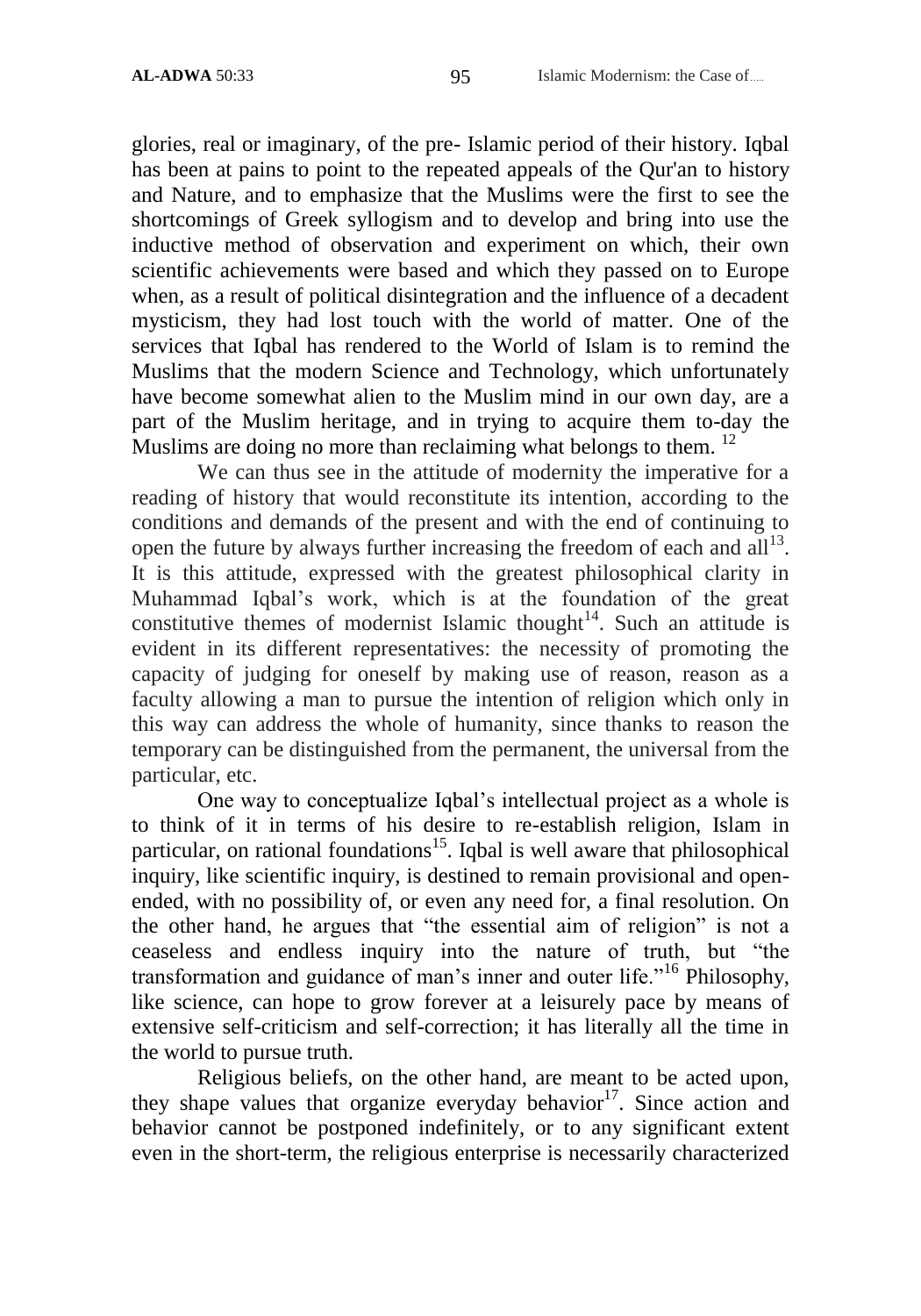glories, real or imaginary, of the pre- Islamic period of their history. Iqbal has been at pains to point to the repeated appeals of the Qur'an to history and Nature, and to emphasize that the Muslims were the first to see the shortcomings of Greek syllogism and to develop and bring into use the inductive method of observation and experiment on which, their own scientific achievements were based and which they passed on to Europe when, as a result of political disintegration and the influence of a decadent mysticism, they had lost touch with the world of matter. One of the services that Iqbal has rendered to the World of Islam is to remind the Muslims that the modern Science and Technology, which unfortunately have become somewhat alien to the Muslim mind in our own day, are a part of the Muslim heritage, and in trying to acquire them to-day the Muslims are doing no more than reclaiming what belongs to them. [12]

We can thus see in the attitude of modernity the imperative for a reading of history that would reconstitute its intention, according to the conditions and demands of the present and with the end of continuing to open the future by always further increasing the freedom of each and all[13]. It is this attitude, expressed with the greatest philosophical clarity in Muhammad Iqbal's work, which is at the foundation of the great constitutive themes of modernist Islamic thought[14]. Such an attitude is evident in its different representatives: the necessity of promoting the capacity of judging for oneself by making use of reason, reason as a faculty allowing a man to pursue the intention of religion which only in this way can address the whole of humanity, since thanks to reason the temporary can be distinguished from the permanent, the universal from the particular, etc.

One way to conceptualize Iqbal's intellectual project as a whole is to think of it in terms of his desire to re-establish religion, Islam in particular, on rational foundations[15]. Iqbal is well aware that philosophical inquiry, like scientific inquiry, is destined to remain provisional and open-ended, with no possibility of, or even any need for, a final resolution. On the other hand, he argues that "the essential aim of religion" is not a ceaseless and endless inquiry into the nature of truth, but "the transformation and guidance of man's inner and outer life."[16] Philosophy, like science, can hope to grow forever at a leisurely pace by means of extensive self-criticism and self-correction; it has literally all the time in the world to pursue truth.

Religious beliefs, on the other hand, are meant to be acted upon, they shape values that organize everyday behavior[17]. Since action and behavior cannot be postponed indefinitely, or to any significant extent even in the short-term, the religious enterprise is necessarily characterized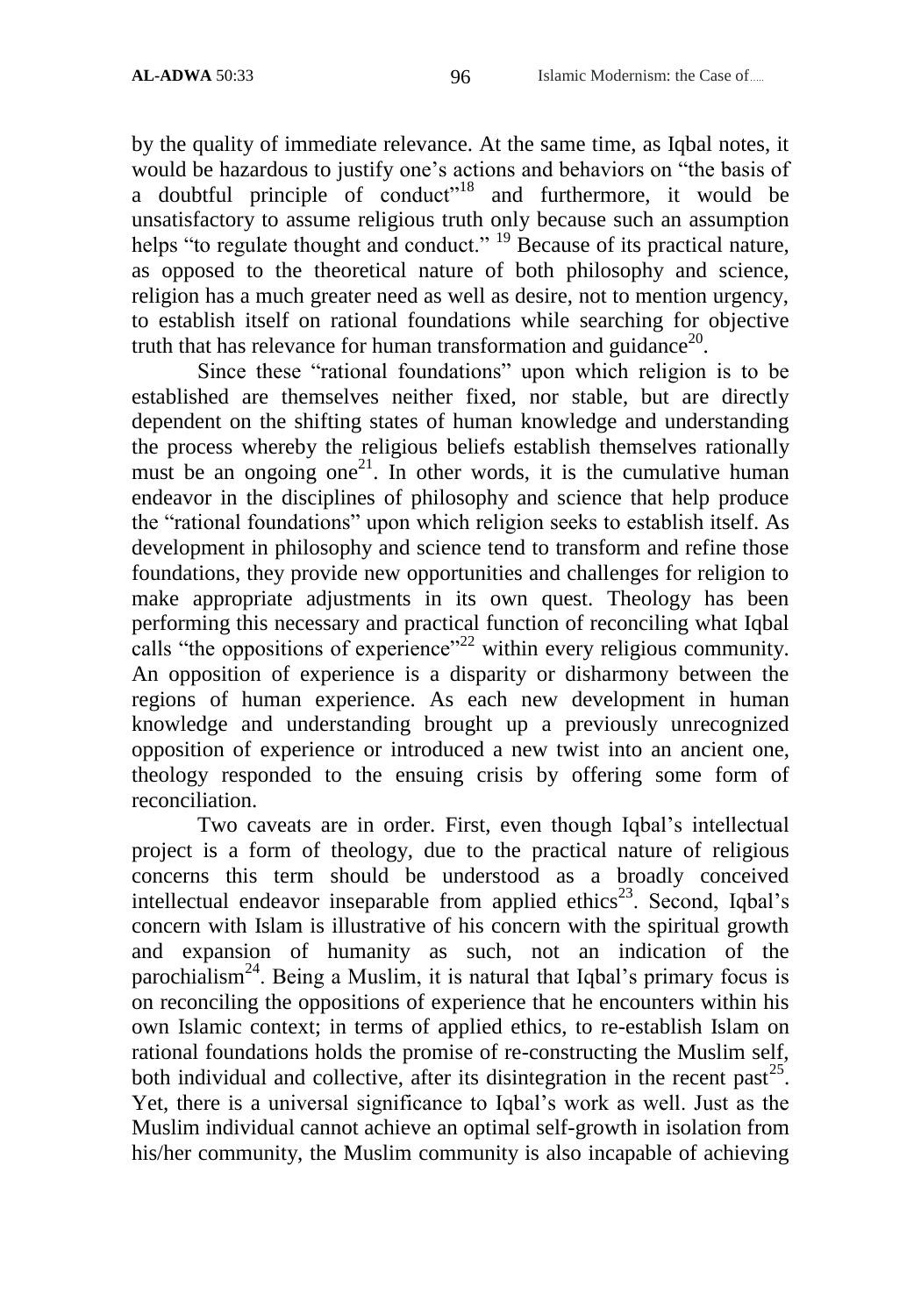by the quality of immediate relevance. At the same time, as Iqbal notes, it would be hazardous to justify one's actions and behaviors on "the basis of a doubtful principle of conduct"[18] and furthermore, it would be unsatisfactory to assume religious truth only because such an assumption helps "to regulate thought and conduct." [19] Because of its practical nature, as opposed to the theoretical nature of both philosophy and science, religion has a much greater need as well as desire, not to mention urgency, to establish itself on rational foundations while searching for objective truth that has relevance for human transformation and guidance[20].

Since these "rational foundations" upon which religion is to be established are themselves neither fixed, nor stable, but are directly dependent on the shifting states of human knowledge and understanding the process whereby the religious beliefs establish themselves rationally must be an ongoing one[21]. In other words, it is the cumulative human endeavor in the disciplines of philosophy and science that help produce the "rational foundations" upon which religion seeks to establish itself. As development in philosophy and science tend to transform and refine those foundations, they provide new opportunities and challenges for religion to make appropriate adjustments in its own quest. Theology has been performing this necessary and practical function of reconciling what Iqbal calls "the oppositions of experience"[22] within every religious community. An opposition of experience is a disparity or disharmony between the regions of human experience. As each new development in human knowledge and understanding brought up a previously unrecognized opposition of experience or introduced a new twist into an ancient one, theology responded to the ensuing crisis by offering some form of reconciliation.

Two caveats are in order. First, even though Iqbal's intellectual project is a form of theology, due to the practical nature of religious concerns this term should be understood as a broadly conceived intellectual endeavor inseparable from applied ethics[23]. Second, Iqbal's concern with Islam is illustrative of his concern with the spiritual growth and expansion of humanity as such, not an indication of the parochialism[24]. Being a Muslim, it is natural that Iqbal's primary focus is on reconciling the oppositions of experience that he encounters within his own Islamic context; in terms of applied ethics, to re-establish Islam on rational foundations holds the promise of re-constructing the Muslim self, both individual and collective, after its disintegration in the recent past[25]. Yet, there is a universal significance to Iqbal's work as well. Just as the Muslim individual cannot achieve an optimal self-growth in isolation from his/her community, the Muslim community is also incapable of achieving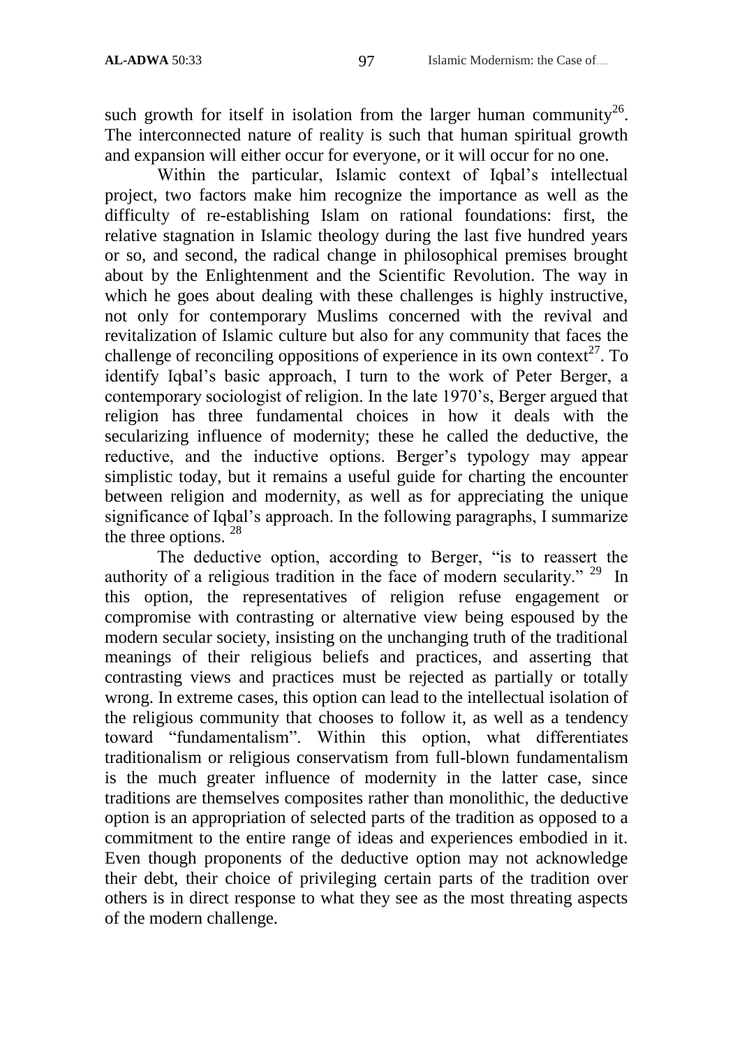such growth for itself in isolation from the larger human community[26]. The interconnected nature of reality is such that human spiritual growth and expansion will either occur for everyone, or it will occur for no one.

Within the particular, Islamic context of Iqbal's intellectual project, two factors make him recognize the importance as well as the difficulty of re-establishing Islam on rational foundations: first, the relative stagnation in Islamic theology during the last five hundred years or so, and second, the radical change in philosophical premises brought about by the Enlightenment and the Scientific Revolution. The way in which he goes about dealing with these challenges is highly instructive, not only for contemporary Muslims concerned with the revival and revitalization of Islamic culture but also for any community that faces the challenge of reconciling oppositions of experience in its own context[27]. To identify Iqbal's basic approach, I turn to the work of Peter Berger, a contemporary sociologist of religion. In the late 1970's, Berger argued that religion has three fundamental choices in how it deals with the secularizing influence of modernity; these he called the deductive, the reductive, and the inductive options. Berger's typology may appear simplistic today, but it remains a useful guide for charting the encounter between religion and modernity, as well as for appreciating the unique significance of Iqbal's approach. In the following paragraphs, I summarize the three options. [28]

The deductive option, according to Berger, "is to reassert the authority of a religious tradition in the face of modern secularity." [29] In this option, the representatives of religion refuse engagement or compromise with contrasting or alternative view being espoused by the modern secular society, insisting on the unchanging truth of the traditional meanings of their religious beliefs and practices, and asserting that contrasting views and practices must be rejected as partially or totally wrong. In extreme cases, this option can lead to the intellectual isolation of the religious community that chooses to follow it, as well as a tendency toward "fundamentalism". Within this option, what differentiates traditionalism or religious conservatism from full-blown fundamentalism is the much greater influence of modernity in the latter case, since traditions are themselves composites rather than monolithic, the deductive option is an appropriation of selected parts of the tradition as opposed to a commitment to the entire range of ideas and experiences embodied in it. Even though proponents of the deductive option may not acknowledge their debt, their choice of privileging certain parts of the tradition over others is in direct response to what they see as the most threating aspects of the modern challenge.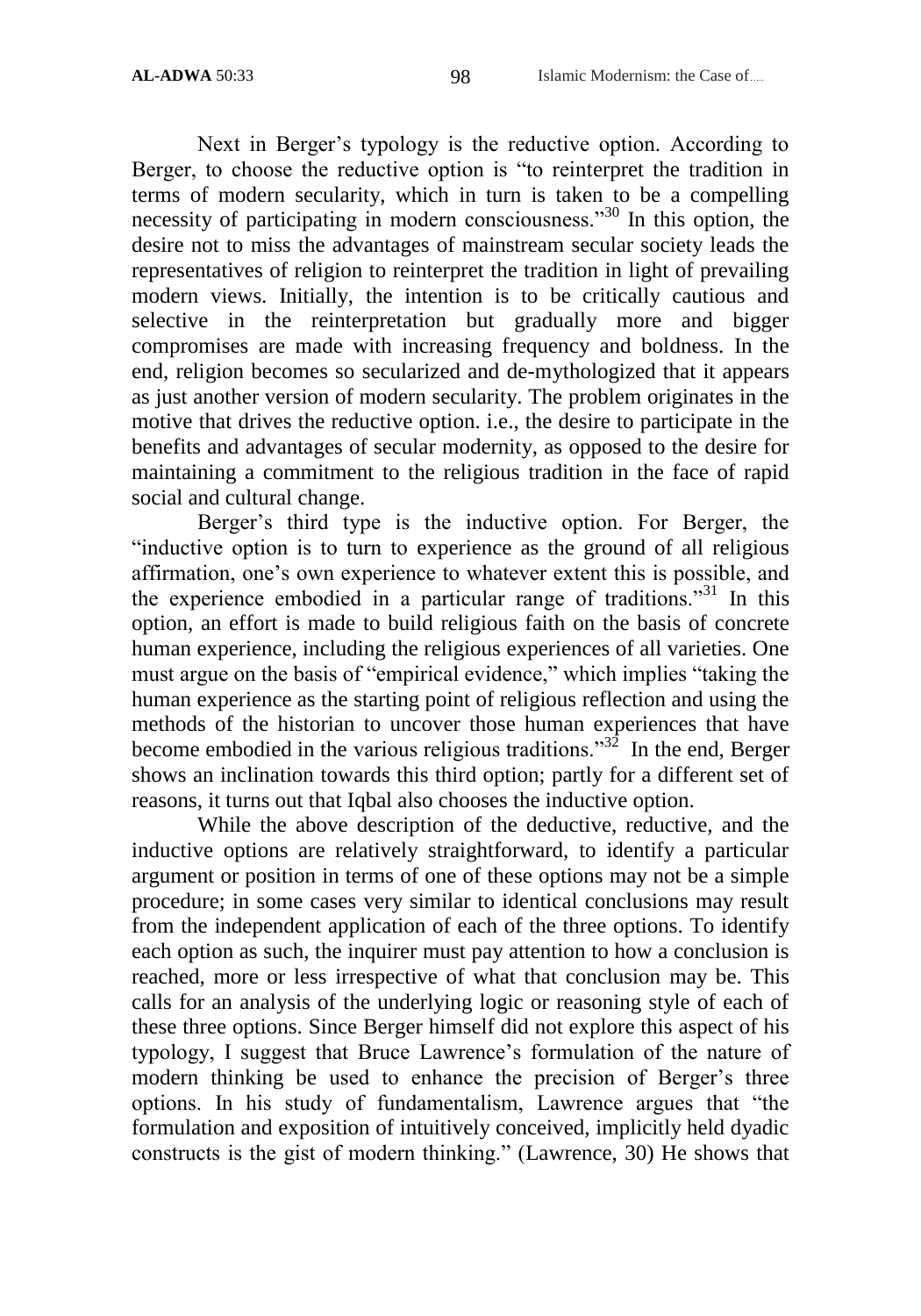Next in Berger's typology is the reductive option. According to Berger, to choose the reductive option is "to reinterpret the tradition in terms of modern secularity, which in turn is taken to be a compelling necessity of participating in modern consciousness."[30] In this option, the desire not to miss the advantages of mainstream secular society leads the representatives of religion to reinterpret the tradition in light of prevailing modern views. Initially, the intention is to be critically cautious and selective in the reinterpretation but gradually more and bigger compromises are made with increasing frequency and boldness. In the end, religion becomes so secularized and de-mythologized that it appears as just another version of modern secularity. The problem originates in the motive that drives the reductive option. i.e., the desire to participate in the benefits and advantages of secular modernity, as opposed to the desire for maintaining a commitment to the religious tradition in the face of rapid social and cultural change.

Berger's third type is the inductive option. For Berger, the "inductive option is to turn to experience as the ground of all religious affirmation, one's own experience to whatever extent this is possible, and the experience embodied in a particular range of traditions."[31] In this option, an effort is made to build religious faith on the basis of concrete human experience, including the religious experiences of all varieties. One must argue on the basis of "empirical evidence," which implies "taking the human experience as the starting point of religious reflection and using the methods of the historian to uncover those human experiences that have become embodied in the various religious traditions."[32] In the end, Berger shows an inclination towards this third option; partly for a different set of reasons, it turns out that Iqbal also chooses the inductive option.

While the above description of the deductive, reductive, and the inductive options are relatively straightforward, to identify a particular argument or position in terms of one of these options may not be a simple procedure; in some cases very similar to identical conclusions may result from the independent application of each of the three options. To identify each option as such, the inquirer must pay attention to how a conclusion is reached, more or less irrespective of what that conclusion may be. This calls for an analysis of the underlying logic or reasoning style of each of these three options. Since Berger himself did not explore this aspect of his typology, I suggest that Bruce Lawrence's formulation of the nature of modern thinking be used to enhance the precision of Berger's three options. In his study of fundamentalism, Lawrence argues that "the formulation and exposition of intuitively conceived, implicitly held dyadic constructs is the gist of modern thinking." (Lawrence, 30) He shows that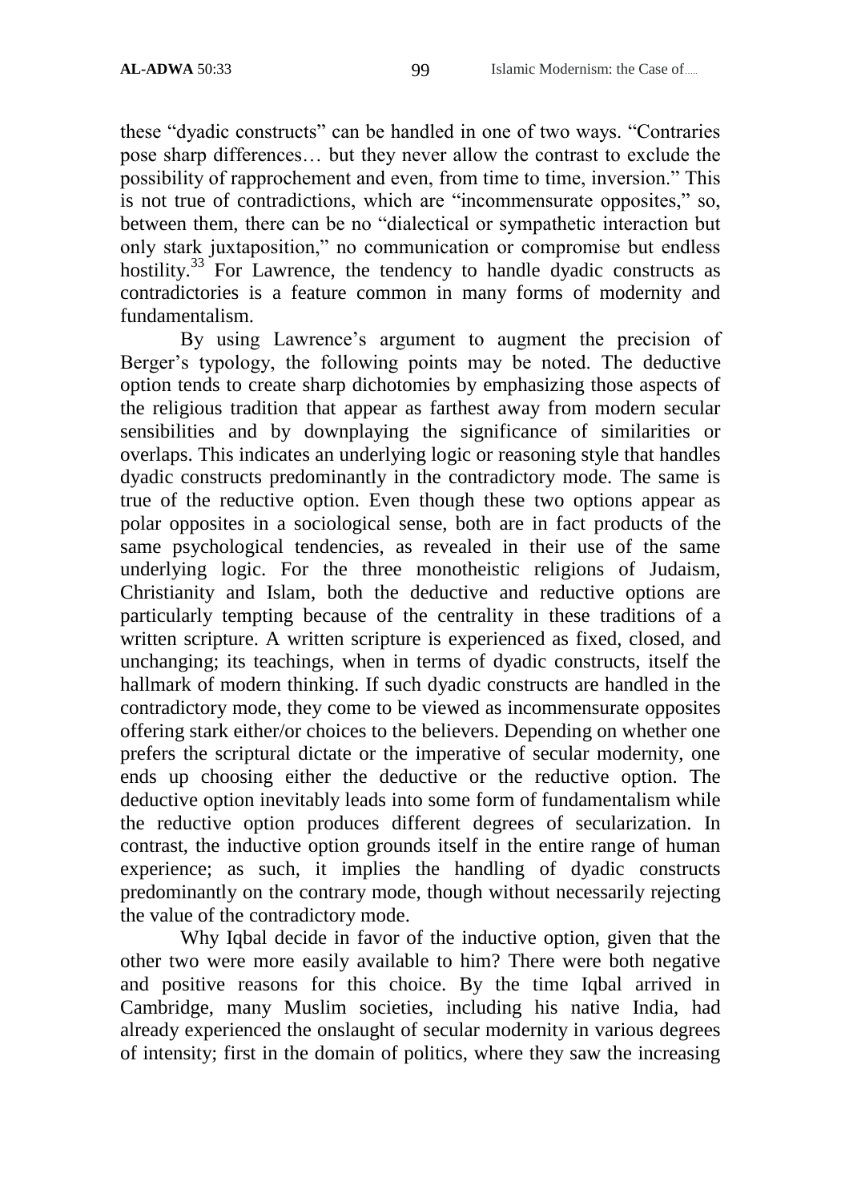these "dyadic constructs" can be handled in one of two ways. "Contraries pose sharp differences… but they never allow the contrast to exclude the possibility of rapprochement and even, from time to time, inversion." This is not true of contradictions, which are "incommensurate opposites," so, between them, there can be no "dialectical or sympathetic interaction but only stark juxtaposition," no communication or compromise but endless hostility.[33] For Lawrence, the tendency to handle dyadic constructs as contradictories is a feature common in many forms of modernity and fundamentalism.

By using Lawrence's argument to augment the precision of Berger's typology, the following points may be noted. The deductive option tends to create sharp dichotomies by emphasizing those aspects of the religious tradition that appear as farthest away from modern secular sensibilities and by downplaying the significance of similarities or overlaps. This indicates an underlying logic or reasoning style that handles dyadic constructs predominantly in the contradictory mode. The same is true of the reductive option. Even though these two options appear as polar opposites in a sociological sense, both are in fact products of the same psychological tendencies, as revealed in their use of the same underlying logic. For the three monotheistic religions of Judaism, Christianity and Islam, both the deductive and reductive options are particularly tempting because of the centrality in these traditions of a written scripture. A written scripture is experienced as fixed, closed, and unchanging; its teachings, when in terms of dyadic constructs, itself the hallmark of modern thinking. If such dyadic constructs are handled in the contradictory mode, they come to be viewed as incommensurate opposites offering stark either/or choices to the believers. Depending on whether one prefers the scriptural dictate or the imperative of secular modernity, one ends up choosing either the deductive or the reductive option. The deductive option inevitably leads into some form of fundamentalism while the reductive option produces different degrees of secularization. In contrast, the inductive option grounds itself in the entire range of human experience; as such, it implies the handling of dyadic constructs predominantly on the contrary mode, though without necessarily rejecting the value of the contradictory mode.

Why Iqbal decide in favor of the inductive option, given that the other two were more easily available to him? There were both negative and positive reasons for this choice. By the time Iqbal arrived in Cambridge, many Muslim societies, including his native India, had already experienced the onslaught of secular modernity in various degrees of intensity; first in the domain of politics, where they saw the increasing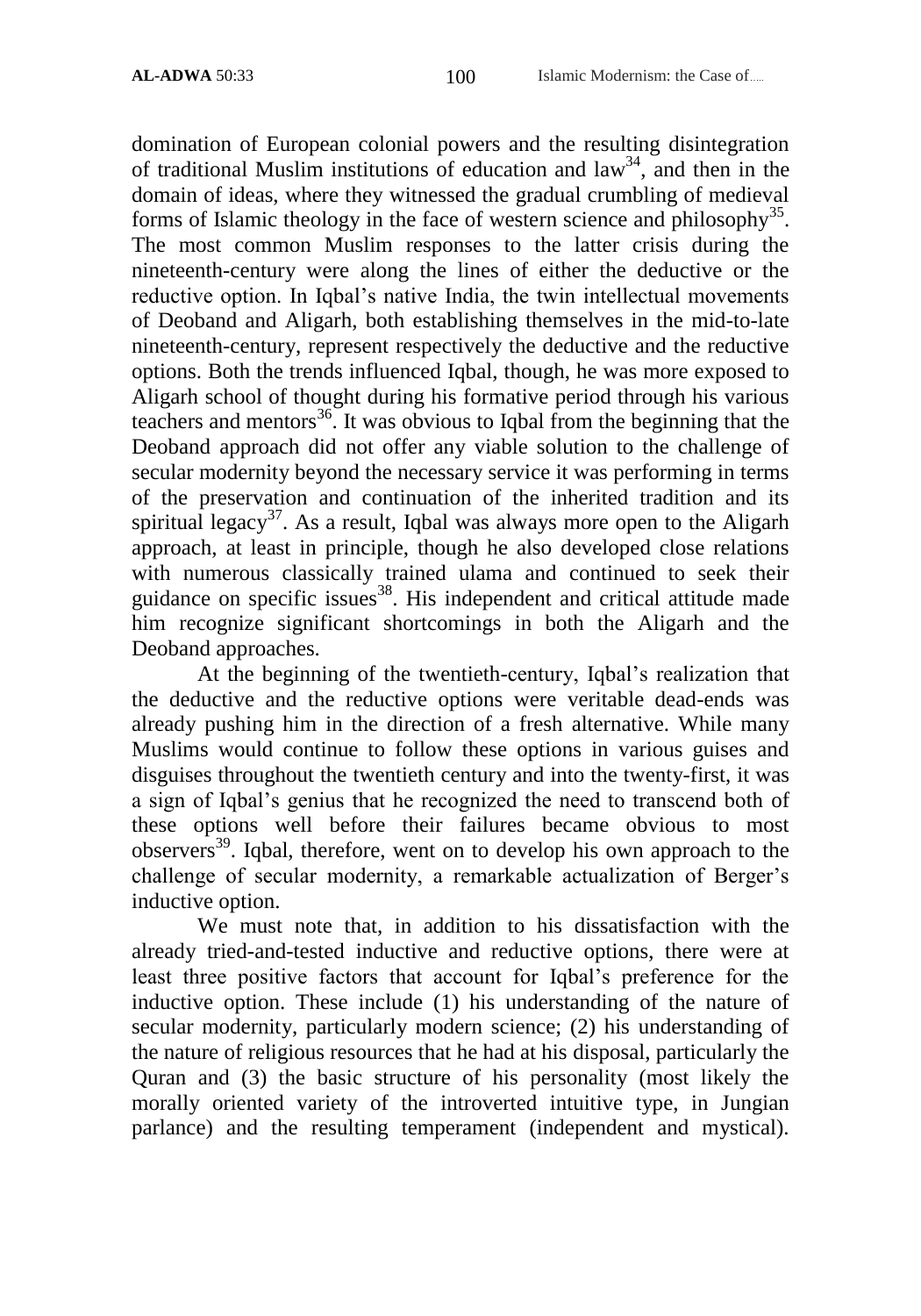domination of European colonial powers and the resulting disintegration of traditional Muslim institutions of education and law[34], and then in the domain of ideas, where they witnessed the gradual crumbling of medieval forms of Islamic theology in the face of western science and philosophy[35]. The most common Muslim responses to the latter crisis during the nineteenth-century were along the lines of either the deductive or the reductive option. In Iqbal's native India, the twin intellectual movements of Deoband and Aligarh, both establishing themselves in the mid-to-late nineteenth-century, represent respectively the deductive and the reductive options. Both the trends influenced Iqbal, though, he was more exposed to Aligarh school of thought during his formative period through his various teachers and mentors[36]. It was obvious to Iqbal from the beginning that the Deoband approach did not offer any viable solution to the challenge of secular modernity beyond the necessary service it was performing in terms of the preservation and continuation of the inherited tradition and its spiritual legacy[37]. As a result, Iqbal was always more open to the Aligarh approach, at least in principle, though he also developed close relations with numerous classically trained ulama and continued to seek their guidance on specific issues[38]. His independent and critical attitude made him recognize significant shortcomings in both the Aligarh and the Deoband approaches.

At the beginning of the twentieth-century, Iqbal's realization that the deductive and the reductive options were veritable dead-ends was already pushing him in the direction of a fresh alternative. While many Muslims would continue to follow these options in various guises and disguises throughout the twentieth century and into the twenty-first, it was a sign of Iqbal's genius that he recognized the need to transcend both of these options well before their failures became obvious to most observers[39]. Iqbal, therefore, went on to develop his own approach to the challenge of secular modernity, a remarkable actualization of Berger's inductive option.

We must note that, in addition to his dissatisfaction with the already tried-and-tested inductive and reductive options, there were at least three positive factors that account for Iqbal's preference for the inductive option. These include (1) his understanding of the nature of secular modernity, particularly modern science; (2) his understanding of the nature of religious resources that he had at his disposal, particularly the Quran and (3) the basic structure of his personality (most likely the morally oriented variety of the introverted intuitive type, in Jungian parlance) and the resulting temperament (independent and mystical).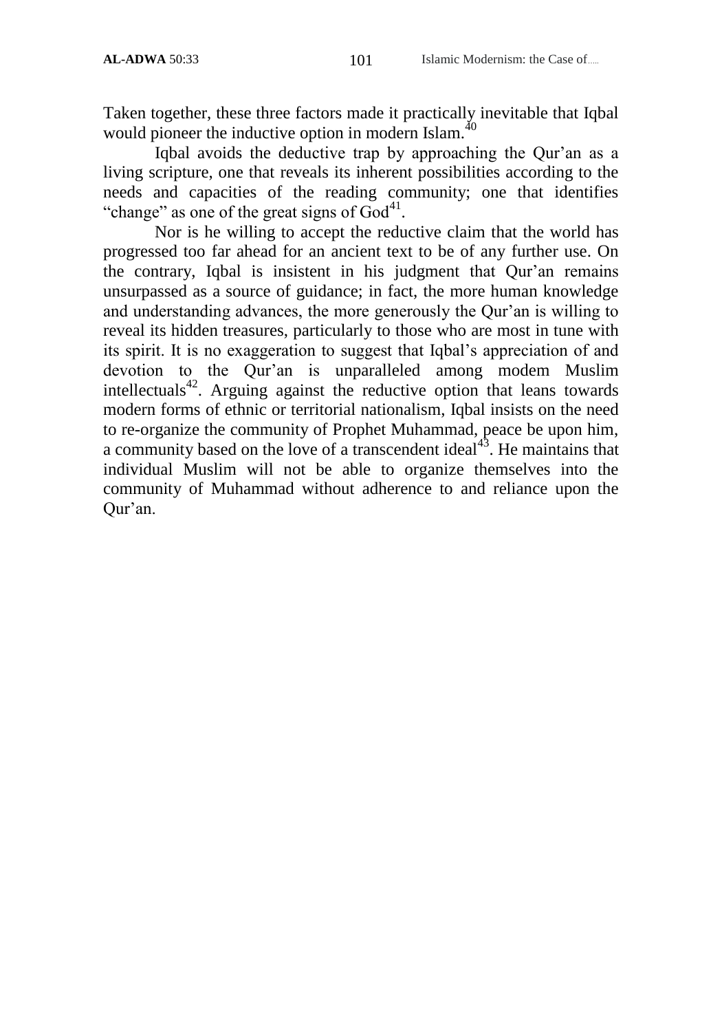Taken together, these three factors made it practically inevitable that Iqbal would pioneer the inductive option in modern Islam.[40]

Iqbal avoids the deductive trap by approaching the Qur'an as a living scripture, one that reveals its inherent possibilities according to the needs and capacities of the reading community; one that identifies "change" as one of the great signs of God[41].

Nor is he willing to accept the reductive claim that the world has progressed too far ahead for an ancient text to be of any further use. On the contrary, Iqbal is insistent in his judgment that Qur'an remains unsurpassed as a source of guidance; in fact, the more human knowledge and understanding advances, the more generously the Qur'an is willing to reveal its hidden treasures, particularly to those who are most in tune with its spirit. It is no exaggeration to suggest that Iqbal's appreciation of and devotion to the Qur'an is unparalleled among modem Muslim intellectuals[42]. Arguing against the reductive option that leans towards modern forms of ethnic or territorial nationalism, Iqbal insists on the need to re-organize the community of Prophet Muhammad, peace be upon him, a community based on the love of a transcendent ideal[43]. He maintains that individual Muslim will not be able to organize themselves into the community of Muhammad without adherence to and reliance upon the Qur'an.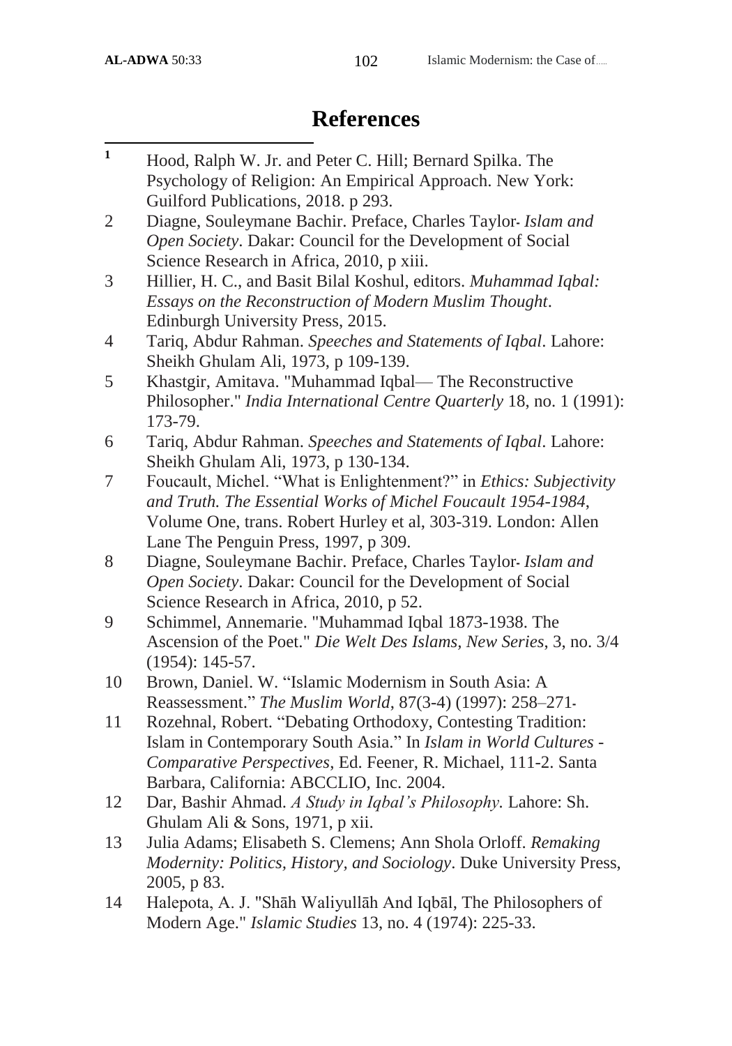# References

1. Hood, Ralph W. Jr. and Peter C. Hill; Bernard Spilka. The Psychology of Religion: An Empirical Approach. New York: Guilford Publications, 2018. p 293.
2. Diagne, Souleymane Bachir. Preface, Charles Taylor- *Islam and Open Society*. Dakar: Council for the Development of Social Science Research in Africa, 2010, p xiii.
3. Hillier, H. C., and Basit Bilal Koshul, editors. *Muhammad Iqbal: Essays on the Reconstruction of Modern Muslim Thought*. Edinburgh University Press, 2015.
4. Tariq, Abdur Rahman. *Speeches and Statements of Iqbal*. Lahore: Sheikh Ghulam Ali, 1973, p 109-139.
5. Khastgir, Amitava. "Muhammad Iqbal— The Reconstructive Philosopher." *India International Centre Quarterly* 18, no. 1 (1991): 173-79.
6. Tariq, Abdur Rahman. *Speeches and Statements of Iqbal*. Lahore: Sheikh Ghulam Ali, 1973, p 130-134.
7. Foucault, Michel. "What is Enlightenment?" in *Ethics: Subjectivity and Truth. The Essential Works of Michel Foucault 1954-1984*, Volume One, trans. Robert Hurley et al, 303-319. London: Allen Lane The Penguin Press, 1997, p 309.
8. Diagne, Souleymane Bachir. Preface, Charles Taylor- *Islam and Open Society*. Dakar: Council for the Development of Social Science Research in Africa, 2010, p 52.
9. Schimmel, Annemarie. "Muhammad Iqbal 1873-1938. The Ascension of the Poet." *Die Welt Des Islams, New Series*, 3, no. 3/4 (1954): 145-57.
10. Brown, Daniel. W. "Islamic Modernism in South Asia: A Reassessment." *The Muslim World*, 87(3-4) (1997): 258–271-
11. Rozehnal, Robert. "Debating Orthodoxy, Contesting Tradition: Islam in Contemporary South Asia." In *Islam in World Cultures - Comparative Perspectives*, Ed. Feener, R. Michael, 111-2. Santa Barbara, California: ABCCLIO, Inc. 2004.
12. Dar, Bashir Ahmad. *A Study in Iqbal's Philosophy*. Lahore: Sh. Ghulam Ali & Sons, 1971, p xii.
13. Julia Adams; Elisabeth S. Clemens; Ann Shola Orloff. *Remaking Modernity: Politics, History, and Sociology*. Duke University Press, 2005, p 83.
14. Halepota, A. J. "Shāh Waliyullāh And Iqbāl, The Philosophers of Modern Age." *Islamic Studies* 13, no. 4 (1974): 225-33.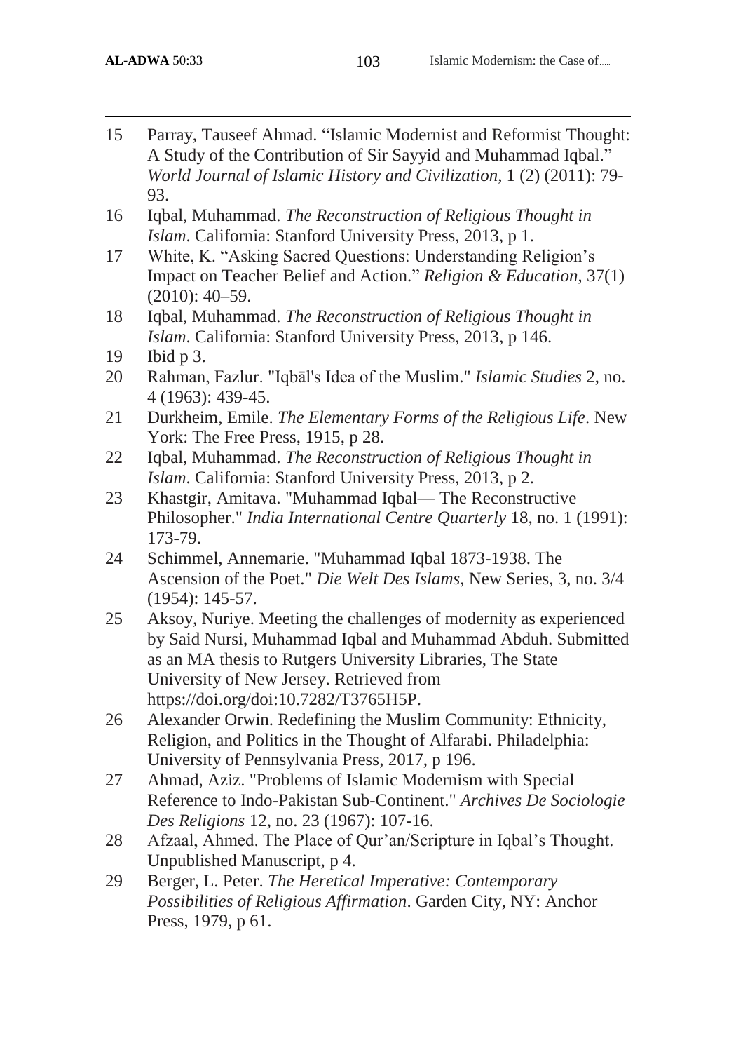15 Parray, Tauseef Ahmad. "Islamic Modernist and Reformist Thought: A Study of the Contribution of Sir Sayyid and Muhammad Iqbal." *World Journal of Islamic History and Civilization*, 1 (2) (2011): 79-93.

16 Iqbal, Muhammad. *The Reconstruction of Religious Thought in Islam*. California: Stanford University Press, 2013, p 1.

17 White, K. "Asking Sacred Questions: Understanding Religion's Impact on Teacher Belief and Action." *Religion & Education*, 37(1) (2010): 40–59.

18 Iqbal, Muhammad. *The Reconstruction of Religious Thought in Islam*. California: Stanford University Press, 2013, p 146.

19 Ibid p 3.

20 Rahman, Fazlur. "Iqbāl's Idea of the Muslim." *Islamic Studies* 2, no. 4 (1963): 439-45.

21 Durkheim, Emile. *The Elementary Forms of the Religious Life*. New York: The Free Press, 1915, p 28.

22 Iqbal, Muhammad. *The Reconstruction of Religious Thought in Islam*. California: Stanford University Press, 2013, p 2.

23 Khastgir, Amitava. "Muhammad Iqbal— The Reconstructive Philosopher." *India International Centre Quarterly* 18, no. 1 (1991): 173-79.

24 Schimmel, Annemarie. "Muhammad Iqbal 1873-1938. The Ascension of the Poet." *Die Welt Des Islams*, New Series, 3, no. 3/4 (1954): 145-57.

25 Aksoy, Nuriye. Meeting the challenges of modernity as experienced by Said Nursi, Muhammad Iqbal and Muhammad Abduh. Submitted as an MA thesis to Rutgers University Libraries, The State University of New Jersey. Retrieved from https://doi.org/doi:10.7282/T3765H5P.

26 Alexander Orwin. Redefining the Muslim Community: Ethnicity, Religion, and Politics in the Thought of Alfarabi. Philadelphia: University of Pennsylvania Press, 2017, p 196.

27 Ahmad, Aziz. "Problems of Islamic Modernism with Special Reference to Indo-Pakistan Sub-Continent." *Archives De Sociologie Des Religions* 12, no. 23 (1967): 107-16.

28 Afzaal, Ahmed. The Place of Qur'an/Scripture in Iqbal's Thought. Unpublished Manuscript, p 4.

29 Berger, L. Peter. *The Heretical Imperative: Contemporary Possibilities of Religious Affirmation*. Garden City, NY: Anchor Press, 1979, p 61.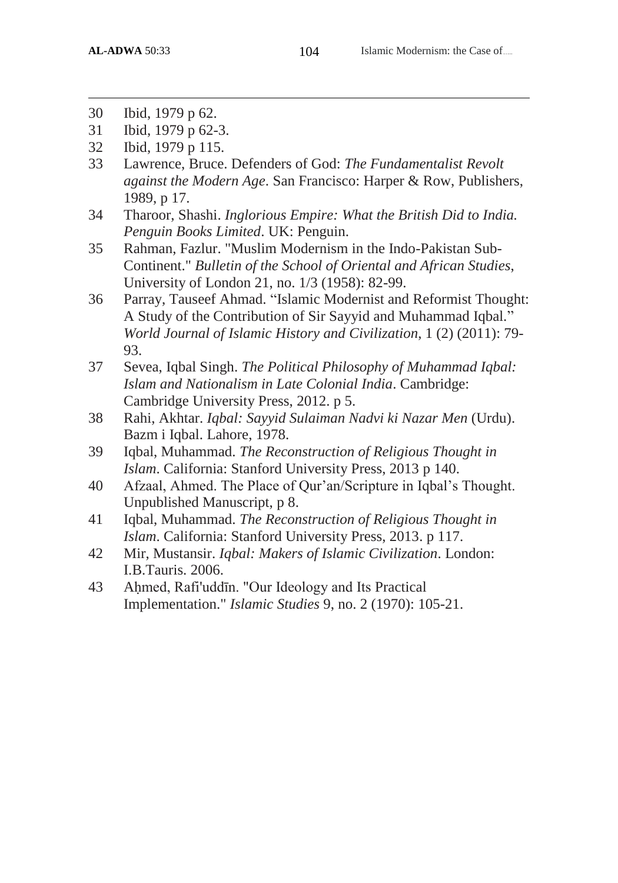30 Ibid, 1979 p 62.

31 Ibid, 1979 p 62-3.

32 Ibid, 1979 p 115.

33 Lawrence, Bruce. Defenders of God: *The Fundamentalist Revolt against the Modern Age*. San Francisco: Harper & Row, Publishers, 1989, p 17.

34 Tharoor, Shashi. *Inglorious Empire: What the British Did to India. Penguin Books Limited*. UK: Penguin.

35 Rahman, Fazlur. "Muslim Modernism in the Indo-Pakistan Sub-Continent." *Bulletin of the School of Oriental and African Studies*, University of London 21, no. 1/3 (1958): 82-99.

36 Parray, Tauseef Ahmad. "Islamic Modernist and Reformist Thought: A Study of the Contribution of Sir Sayyid and Muhammad Iqbal." *World Journal of Islamic History and Civilization*, 1 (2) (2011): 79-93.

37 Sevea, Iqbal Singh. *The Political Philosophy of Muhammad Iqbal: Islam and Nationalism in Late Colonial India*. Cambridge: Cambridge University Press, 2012. p 5.

38 Rahi, Akhtar. *Iqbal: Sayyid Sulaiman Nadvi ki Nazar Men* (Urdu). Bazm i Iqbal. Lahore, 1978.

39 Iqbal, Muhammad. *The Reconstruction of Religious Thought in Islam*. California: Stanford University Press, 2013 p 140.

40 Afzaal, Ahmed. The Place of Qur'an/Scripture in Iqbal's Thought. Unpublished Manuscript, p 8.

41 Iqbal, Muhammad. *The Reconstruction of Religious Thought in Islam*. California: Stanford University Press, 2013. p 117.

42 Mir, Mustansir. *Iqbal: Makers of Islamic Civilization*. London: I.B.Tauris. 2006.

43 Aḥmed, Rafi'uddīn. "Our Ideology and Its Practical Implementation." *Islamic Studies* 9, no. 2 (1970): 105-21.